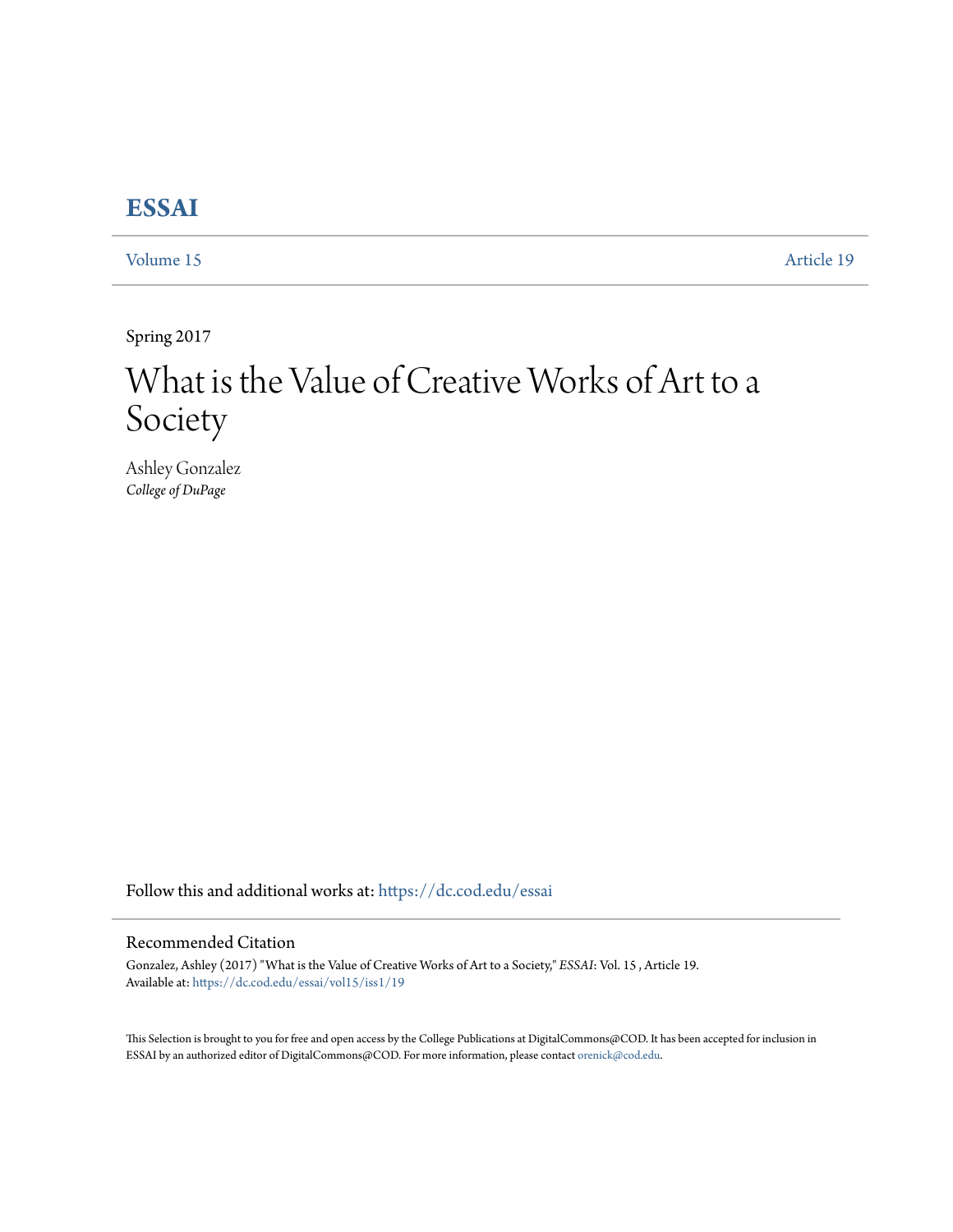# ESSAI

Volume 15 Article 19

Spring 2017

# What is the Value of Creative Works of Art to a Society

Ashley Gonzalez
*College of DuPage*

Follow this and additional works at: https://dc.cod.edu/essai

## Recommended Citation

Gonzalez, Ashley (2017) "What is the Value of Creative Works of Art to a Society," *ESSAI*: Vol. 15 , Article 19.
Available at: https://dc.cod.edu/essai/vol15/iss1/19

This Selection is brought to you for free and open access by the College Publications at DigitalCommons@COD. It has been accepted for inclusion in ESSAI by an authorized editor of DigitalCommons@COD. For more information, please contact orenick@cod.edu.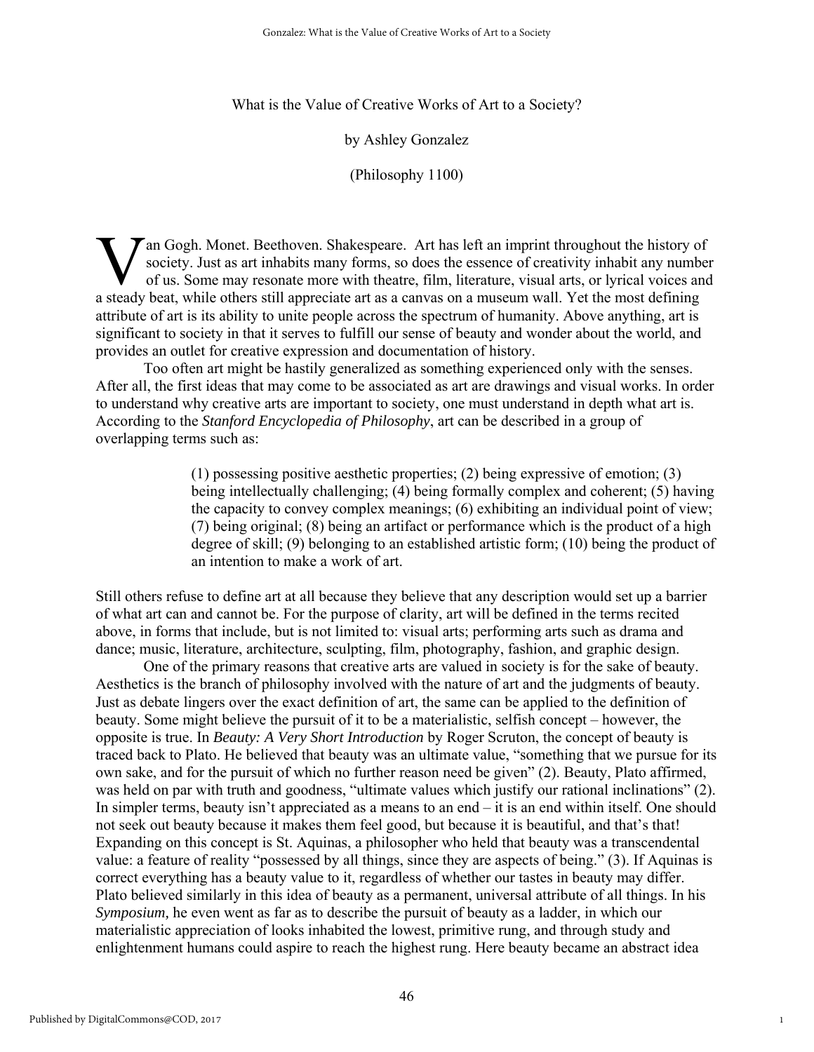What is the Value of Creative Works of Art to a Society?

by Ashley Gonzalez

(Philosophy 1100)

Van Gogh. Monet. Beethoven. Shakespeare. Art has left an imprint throughout the history of society. Just as art inhabits many forms, so does the essence of creativity inhabit any number of us. Some may resonate more with theatre, film, literature, visual arts, or lyrical voices and a steady beat, while others still appreciate art as a canvas on a museum wall. Yet the most defining attribute of art is its ability to unite people across the spectrum of humanity. Above anything, art is significant to society in that it serves to fulfill our sense of beauty and wonder about the world, and provides an outlet for creative expression and documentation of history.

Too often art might be hastily generalized as something experienced only with the senses. After all, the first ideas that may come to be associated as art are drawings and visual works. In order to understand why creative arts are important to society, one must understand in depth what art is. According to the *Stanford Encyclopedia of Philosophy*, art can be described in a group of overlapping terms such as:

> (1) possessing positive aesthetic properties; (2) being expressive of emotion; (3) being intellectually challenging; (4) being formally complex and coherent; (5) having the capacity to convey complex meanings; (6) exhibiting an individual point of view; (7) being original; (8) being an artifact or performance which is the product of a high degree of skill; (9) belonging to an established artistic form; (10) being the product of an intention to make a work of art.

Still others refuse to define art at all because they believe that any description would set up a barrier of what art can and cannot be. For the purpose of clarity, art will be defined in the terms recited above, in forms that include, but is not limited to: visual arts; performing arts such as drama and dance; music, literature, architecture, sculpting, film, photography, fashion, and graphic design.

One of the primary reasons that creative arts are valued in society is for the sake of beauty. Aesthetics is the branch of philosophy involved with the nature of art and the judgments of beauty. Just as debate lingers over the exact definition of art, the same can be applied to the definition of beauty. Some might believe the pursuit of it to be a materialistic, selfish concept – however, the opposite is true. In *Beauty: A Very Short Introduction* by Roger Scruton, the concept of beauty is traced back to Plato. He believed that beauty was an ultimate value, "something that we pursue for its own sake, and for the pursuit of which no further reason need be given" (2). Beauty, Plato affirmed, was held on par with truth and goodness, "ultimate values which justify our rational inclinations" (2). In simpler terms, beauty isn't appreciated as a means to an end – it is an end within itself. One should not seek out beauty because it makes them feel good, but because it is beautiful, and that's that! Expanding on this concept is St. Aquinas, a philosopher who held that beauty was a transcendental value: a feature of reality "possessed by all things, since they are aspects of being." (3). If Aquinas is correct everything has a beauty value to it, regardless of whether our tastes in beauty may differ. Plato believed similarly in this idea of beauty as a permanent, universal attribute of all things. In his *Symposium,* he even went as far as to describe the pursuit of beauty as a ladder, in which our materialistic appreciation of looks inhabited the lowest, primitive rung, and through study and enlightenment humans could aspire to reach the highest rung. Here beauty became an abstract idea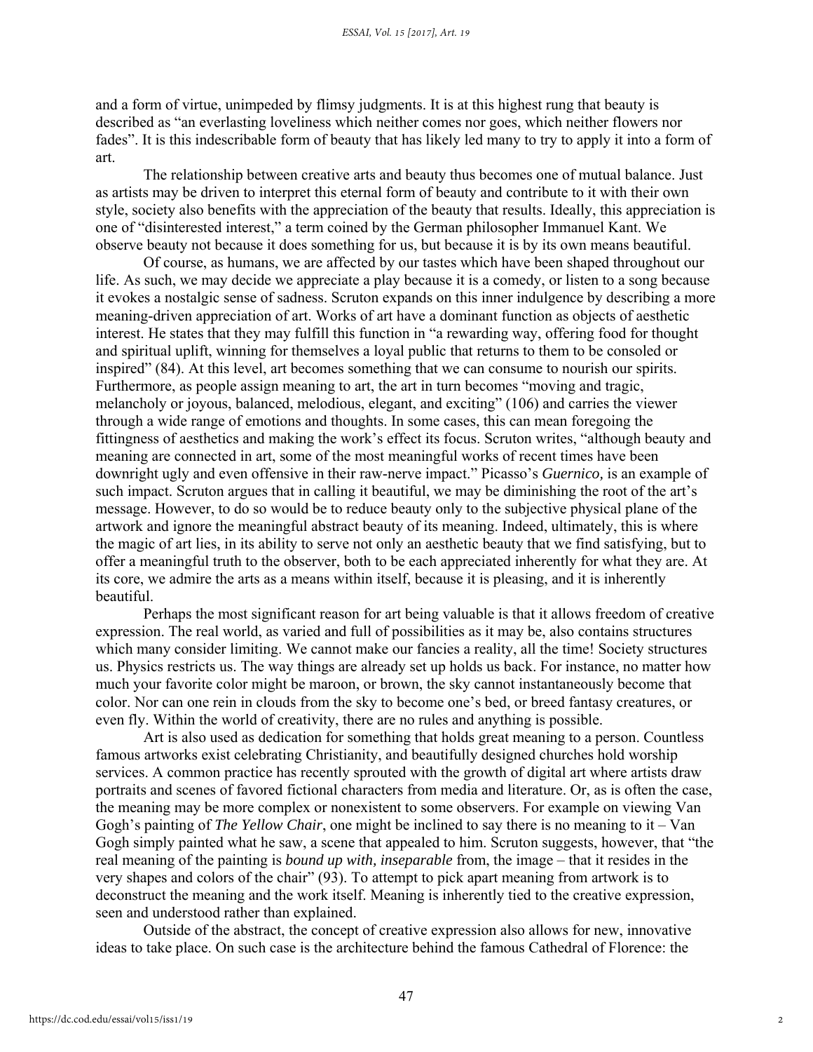and a form of virtue, unimpeded by flimsy judgments. It is at this highest rung that beauty is described as "an everlasting loveliness which neither comes nor goes, which neither flowers nor fades". It is this indescribable form of beauty that has likely led many to try to apply it into a form of art.

The relationship between creative arts and beauty thus becomes one of mutual balance. Just as artists may be driven to interpret this eternal form of beauty and contribute to it with their own style, society also benefits with the appreciation of the beauty that results. Ideally, this appreciation is one of "disinterested interest," a term coined by the German philosopher Immanuel Kant. We observe beauty not because it does something for us, but because it is by its own means beautiful.

Of course, as humans, we are affected by our tastes which have been shaped throughout our life. As such, we may decide we appreciate a play because it is a comedy, or listen to a song because it evokes a nostalgic sense of sadness. Scruton expands on this inner indulgence by describing a more meaning-driven appreciation of art. Works of art have a dominant function as objects of aesthetic interest. He states that they may fulfill this function in "a rewarding way, offering food for thought and spiritual uplift, winning for themselves a loyal public that returns to them to be consoled or inspired" (84). At this level, art becomes something that we can consume to nourish our spirits. Furthermore, as people assign meaning to art, the art in turn becomes "moving and tragic, melancholy or joyous, balanced, melodious, elegant, and exciting" (106) and carries the viewer through a wide range of emotions and thoughts. In some cases, this can mean foregoing the fittingness of aesthetics and making the work's effect its focus. Scruton writes, "although beauty and meaning are connected in art, some of the most meaningful works of recent times have been downright ugly and even offensive in their raw-nerve impact." Picasso's *Guernico,* is an example of such impact. Scruton argues that in calling it beautiful, we may be diminishing the root of the art's message. However, to do so would be to reduce beauty only to the subjective physical plane of the artwork and ignore the meaningful abstract beauty of its meaning. Indeed, ultimately, this is where the magic of art lies, in its ability to serve not only an aesthetic beauty that we find satisfying, but to offer a meaningful truth to the observer, both to be each appreciated inherently for what they are. At its core, we admire the arts as a means within itself, because it is pleasing, and it is inherently beautiful.

Perhaps the most significant reason for art being valuable is that it allows freedom of creative expression. The real world, as varied and full of possibilities as it may be, also contains structures which many consider limiting. We cannot make our fancies a reality, all the time! Society structures us. Physics restricts us. The way things are already set up holds us back. For instance, no matter how much your favorite color might be maroon, or brown, the sky cannot instantaneously become that color. Nor can one rein in clouds from the sky to become one's bed, or breed fantasy creatures, or even fly. Within the world of creativity, there are no rules and anything is possible.

Art is also used as dedication for something that holds great meaning to a person. Countless famous artworks exist celebrating Christianity, and beautifully designed churches hold worship services. A common practice has recently sprouted with the growth of digital art where artists draw portraits and scenes of favored fictional characters from media and literature. Or, as is often the case, the meaning may be more complex or nonexistent to some observers. For example on viewing Van Gogh's painting of *The Yellow Chair*, one might be inclined to say there is no meaning to it – Van Gogh simply painted what he saw, a scene that appealed to him. Scruton suggests, however, that "the real meaning of the painting is *bound up with, inseparable* from, the image – that it resides in the very shapes and colors of the chair" (93). To attempt to pick apart meaning from artwork is to deconstruct the meaning and the work itself. Meaning is inherently tied to the creative expression, seen and understood rather than explained.

Outside of the abstract, the concept of creative expression also allows for new, innovative ideas to take place. On such case is the architecture behind the famous Cathedral of Florence: the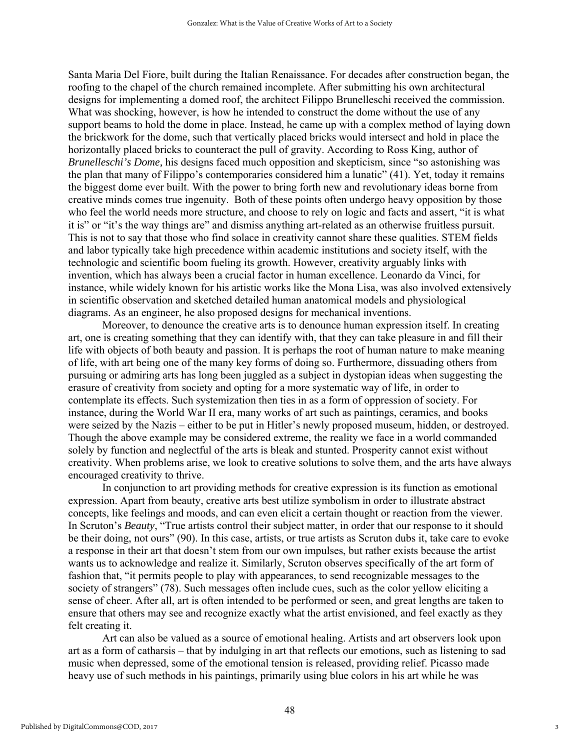Santa Maria Del Fiore, built during the Italian Renaissance. For decades after construction began, the roofing to the chapel of the church remained incomplete. After submitting his own architectural designs for implementing a domed roof, the architect Filippo Brunelleschi received the commission. What was shocking, however, is how he intended to construct the dome without the use of any support beams to hold the dome in place. Instead, he came up with a complex method of laying down the brickwork for the dome, such that vertically placed bricks would intersect and hold in place the horizontally placed bricks to counteract the pull of gravity. According to Ross King, author of *Brunelleschi's Dome,* his designs faced much opposition and skepticism, since "so astonishing was the plan that many of Filippo's contemporaries considered him a lunatic" (41). Yet, today it remains the biggest dome ever built. With the power to bring forth new and revolutionary ideas borne from creative minds comes true ingenuity. Both of these points often undergo heavy opposition by those who feel the world needs more structure, and choose to rely on logic and facts and assert, "it is what it is" or "it's the way things are" and dismiss anything art-related as an otherwise fruitless pursuit. This is not to say that those who find solace in creativity cannot share these qualities. STEM fields and labor typically take high precedence within academic institutions and society itself, with the technologic and scientific boom fueling its growth. However, creativity arguably links with invention, which has always been a crucial factor in human excellence. Leonardo da Vinci, for instance, while widely known for his artistic works like the Mona Lisa, was also involved extensively in scientific observation and sketched detailed human anatomical models and physiological diagrams. As an engineer, he also proposed designs for mechanical inventions.

Moreover, to denounce the creative arts is to denounce human expression itself. In creating art, one is creating something that they can identify with, that they can take pleasure in and fill their life with objects of both beauty and passion. It is perhaps the root of human nature to make meaning of life, with art being one of the many key forms of doing so. Furthermore, dissuading others from pursuing or admiring arts has long been juggled as a subject in dystopian ideas when suggesting the erasure of creativity from society and opting for a more systematic way of life, in order to contemplate its effects. Such systemization then ties in as a form of oppression of society. For instance, during the World War II era, many works of art such as paintings, ceramics, and books were seized by the Nazis – either to be put in Hitler's newly proposed museum, hidden, or destroyed. Though the above example may be considered extreme, the reality we face in a world commanded solely by function and neglectful of the arts is bleak and stunted. Prosperity cannot exist without creativity. When problems arise, we look to creative solutions to solve them, and the arts have always encouraged creativity to thrive.

In conjunction to art providing methods for creative expression is its function as emotional expression. Apart from beauty, creative arts best utilize symbolism in order to illustrate abstract concepts, like feelings and moods, and can even elicit a certain thought or reaction from the viewer. In Scruton's *Beauty*, "True artists control their subject matter, in order that our response to it should be their doing, not ours" (90). In this case, artists, or true artists as Scruton dubs it, take care to evoke a response in their art that doesn't stem from our own impulses, but rather exists because the artist wants us to acknowledge and realize it. Similarly, Scruton observes specifically of the art form of fashion that, "it permits people to play with appearances, to send recognizable messages to the society of strangers" (78). Such messages often include cues, such as the color yellow eliciting a sense of cheer. After all, art is often intended to be performed or seen, and great lengths are taken to ensure that others may see and recognize exactly what the artist envisioned, and feel exactly as they felt creating it.

Art can also be valued as a source of emotional healing. Artists and art observers look upon art as a form of catharsis – that by indulging in art that reflects our emotions, such as listening to sad music when depressed, some of the emotional tension is released, providing relief. Picasso made heavy use of such methods in his paintings, primarily using blue colors in his art while he was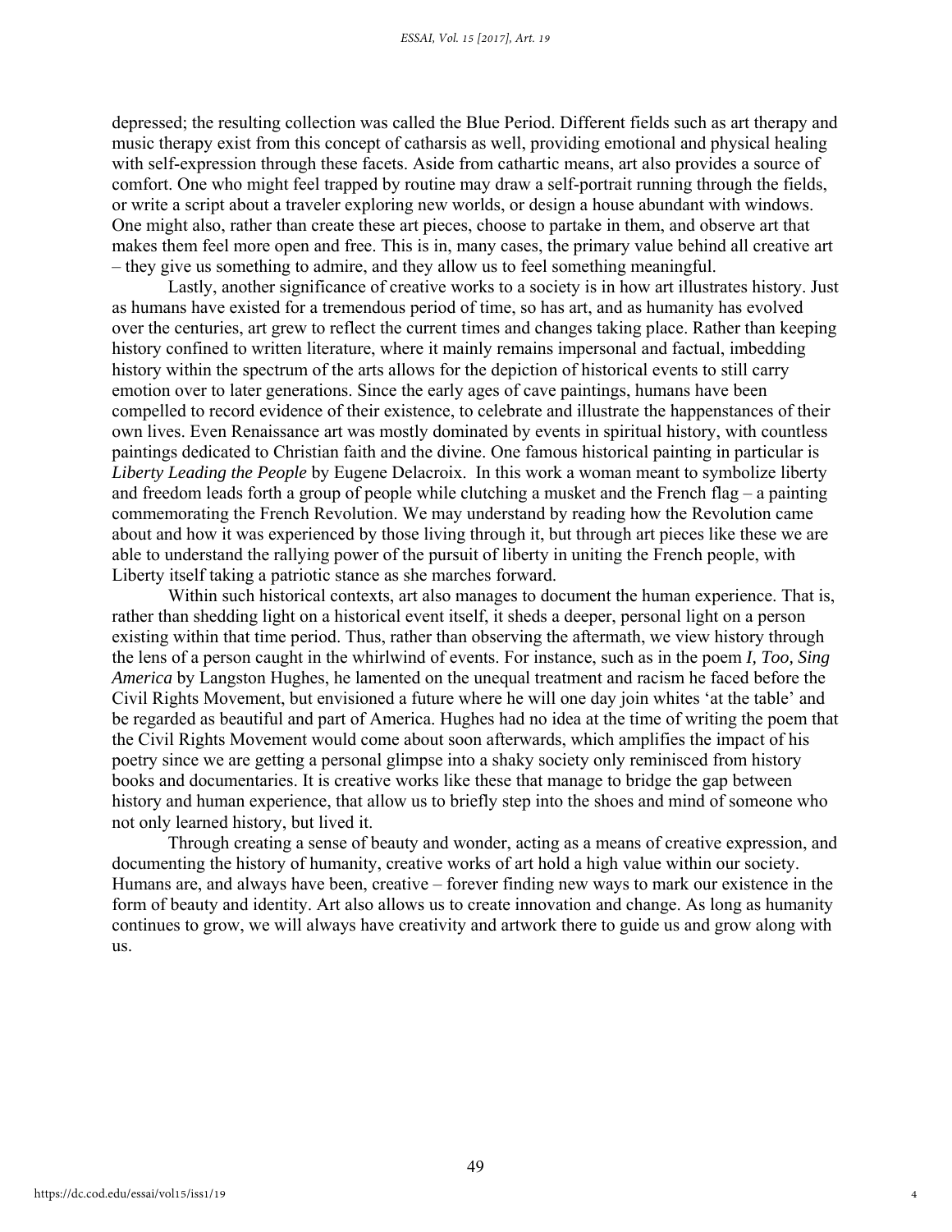depressed; the resulting collection was called the Blue Period. Different fields such as art therapy and music therapy exist from this concept of catharsis as well, providing emotional and physical healing with self-expression through these facets. Aside from cathartic means, art also provides a source of comfort. One who might feel trapped by routine may draw a self-portrait running through the fields, or write a script about a traveler exploring new worlds, or design a house abundant with windows. One might also, rather than create these art pieces, choose to partake in them, and observe art that makes them feel more open and free. This is in, many cases, the primary value behind all creative art – they give us something to admire, and they allow us to feel something meaningful.

Lastly, another significance of creative works to a society is in how art illustrates history. Just as humans have existed for a tremendous period of time, so has art, and as humanity has evolved over the centuries, art grew to reflect the current times and changes taking place. Rather than keeping history confined to written literature, where it mainly remains impersonal and factual, imbedding history within the spectrum of the arts allows for the depiction of historical events to still carry emotion over to later generations. Since the early ages of cave paintings, humans have been compelled to record evidence of their existence, to celebrate and illustrate the happenstances of their own lives. Even Renaissance art was mostly dominated by events in spiritual history, with countless paintings dedicated to Christian faith and the divine. One famous historical painting in particular is *Liberty Leading the People* by Eugene Delacroix. In this work a woman meant to symbolize liberty and freedom leads forth a group of people while clutching a musket and the French flag – a painting commemorating the French Revolution. We may understand by reading how the Revolution came about and how it was experienced by those living through it, but through art pieces like these we are able to understand the rallying power of the pursuit of liberty in uniting the French people, with Liberty itself taking a patriotic stance as she marches forward.

Within such historical contexts, art also manages to document the human experience. That is, rather than shedding light on a historical event itself, it sheds a deeper, personal light on a person existing within that time period. Thus, rather than observing the aftermath, we view history through the lens of a person caught in the whirlwind of events. For instance, such as in the poem *I, Too, Sing America* by Langston Hughes, he lamented on the unequal treatment and racism he faced before the Civil Rights Movement, but envisioned a future where he will one day join whites 'at the table' and be regarded as beautiful and part of America. Hughes had no idea at the time of writing the poem that the Civil Rights Movement would come about soon afterwards, which amplifies the impact of his poetry since we are getting a personal glimpse into a shaky society only reminisced from history books and documentaries. It is creative works like these that manage to bridge the gap between history and human experience, that allow us to briefly step into the shoes and mind of someone who not only learned history, but lived it.

Through creating a sense of beauty and wonder, acting as a means of creative expression, and documenting the history of humanity, creative works of art hold a high value within our society. Humans are, and always have been, creative – forever finding new ways to mark our existence in the form of beauty and identity. Art also allows us to create innovation and change. As long as humanity continues to grow, we will always have creativity and artwork there to guide us and grow along with us.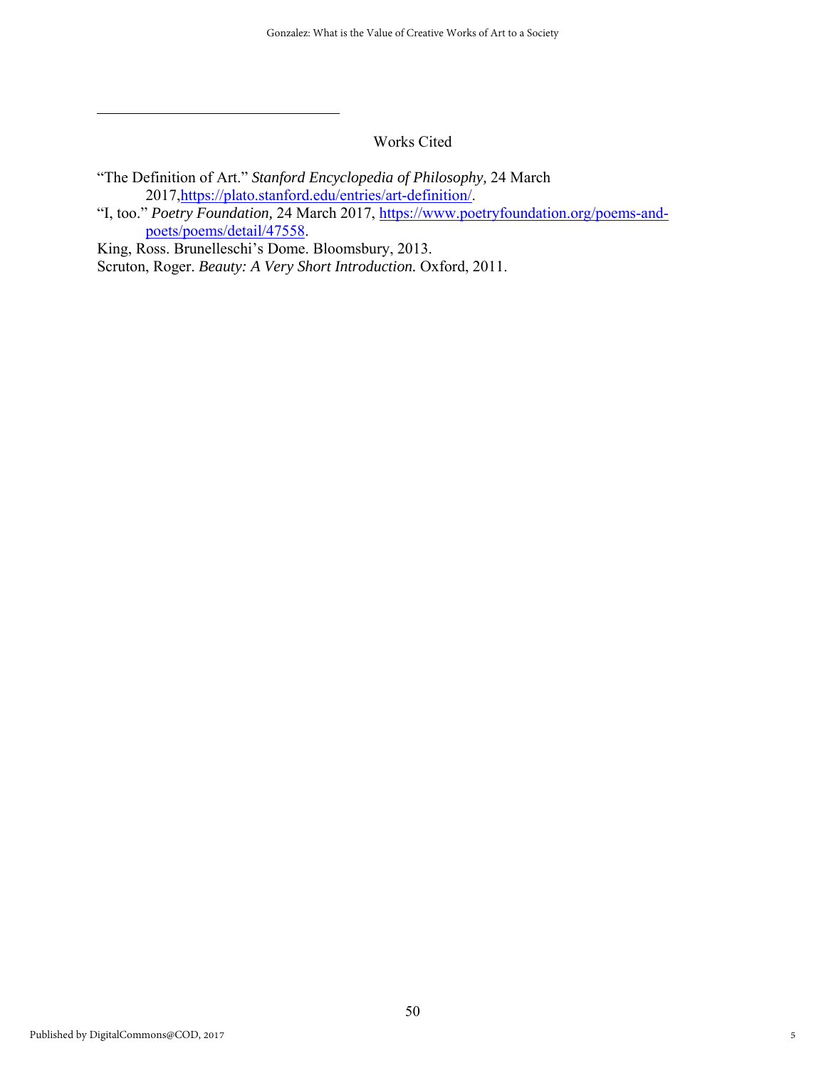## Works Cited

"The Definition of Art." *Stanford Encyclopedia of Philosophy,* 24 March 2017,https://plato.stanford.edu/entries/art-definition/.

"I, too." *Poetry Foundation,* 24 March 2017, https://www.poetryfoundation.org/poems-and-poets/poems/detail/47558.

King, Ross. Brunelleschi's Dome. Bloomsbury, 2013.

Scruton, Roger. *Beauty: A Very Short Introduction.* Oxford, 2011.